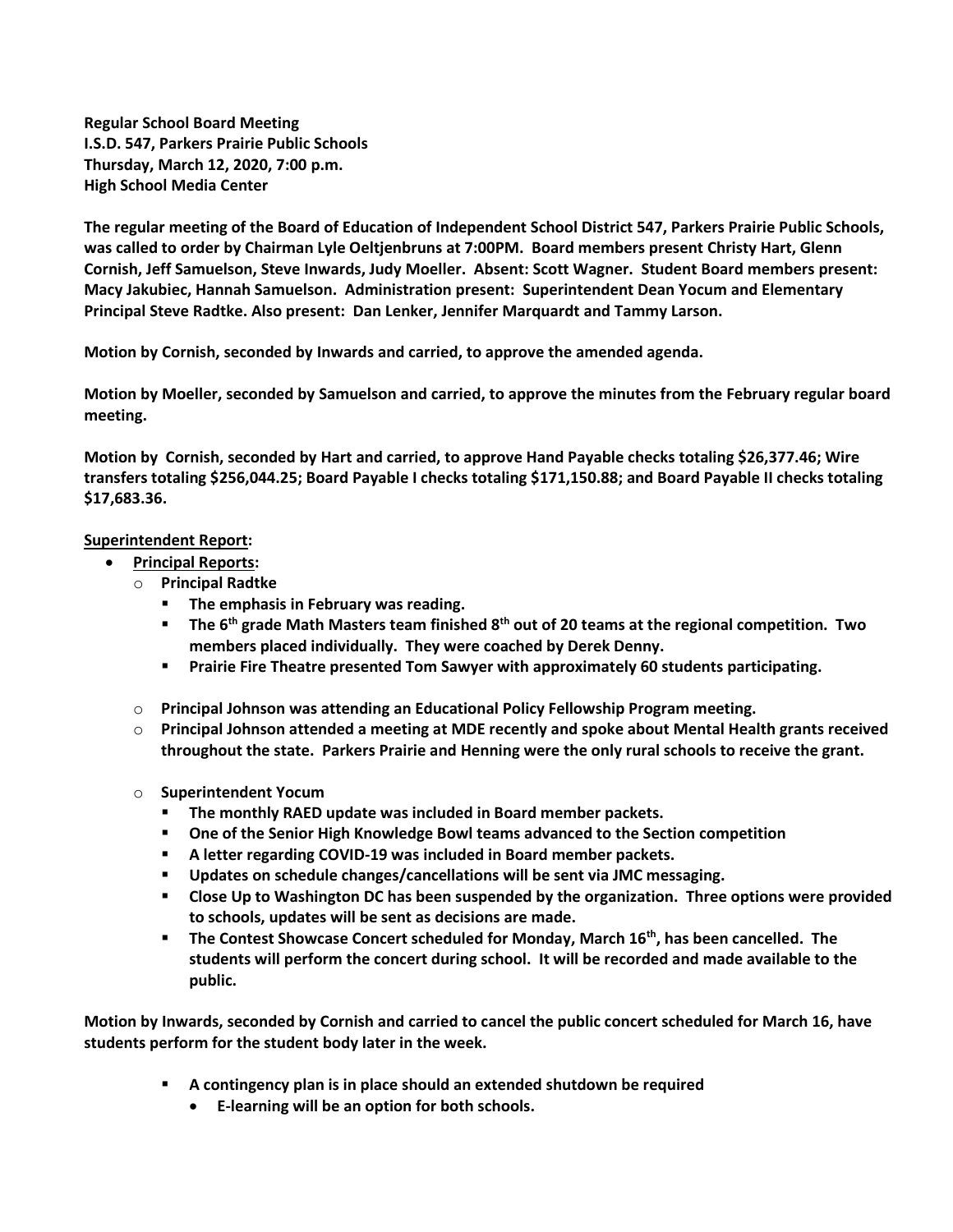**Regular School Board Meeting**
**I.S.D. 547, Parkers Prairie Public Schools**
**Thursday, March 12, 2020, 7:00 p.m.**
**High School Media Center**

**The regular meeting of the Board of Education of Independent School District 547, Parkers Prairie Public Schools, was called to order by Chairman Lyle Oeltjenbruns at 7:00PM. Board members present Christy Hart, Glenn Cornish, Jeff Samuelson, Steve Inwards, Judy Moeller. Absent: Scott Wagner. Student Board members present: Macy Jakubiec, Hannah Samuelson. Administration present: Superintendent Dean Yocum and Elementary Principal Steve Radtke. Also present: Dan Lenker, Jennifer Marquardt and Tammy Larson.**

**Motion by Cornish, seconded by Inwards and carried, to approve the amended agenda.**

**Motion by Moeller, seconded by Samuelson and carried, to approve the minutes from the February regular board meeting.**

**Motion by Cornish, seconded by Hart and carried, to approve Hand Payable checks totaling $26,377.46; Wire transfers totaling $256,044.25; Board Payable I checks totaling $171,150.88; and Board Payable II checks totaling $17,683.36.**

**Superintendent Report:**

- **Principal Reports:**
  - **Principal Radtke**
    - **The emphasis in February was reading.**
    - **The 6th grade Math Masters team finished 8th out of 20 teams at the regional competition. Two members placed individually. They were coached by Derek Denny.**
    - **Prairie Fire Theatre presented Tom Sawyer with approximately 60 students participating.**
  - **Principal Johnson was attending an Educational Policy Fellowship Program meeting.**
  - **Principal Johnson attended a meeting at MDE recently and spoke about Mental Health grants received throughout the state. Parkers Prairie and Henning were the only rural schools to receive the grant.**
  - **Superintendent Yocum**
    - **The monthly RAED update was included in Board member packets.**
    - **One of the Senior High Knowledge Bowl teams advanced to the Section competition**
    - **A letter regarding COVID-19 was included in Board member packets.**
    - **Updates on schedule changes/cancellations will be sent via JMC messaging.**
    - **Close Up to Washington DC has been suspended by the organization. Three options were provided to schools, updates will be sent as decisions are made.**
    - **The Contest Showcase Concert scheduled for Monday, March 16th, has been cancelled. The students will perform the concert during school. It will be recorded and made available to the public.**

**Motion by Inwards, seconded by Cornish and carried to cancel the public concert scheduled for March 16, have students perform for the student body later in the week.**

- **A contingency plan is in place should an extended shutdown be required**
  - **E-learning will be an option for both schools.**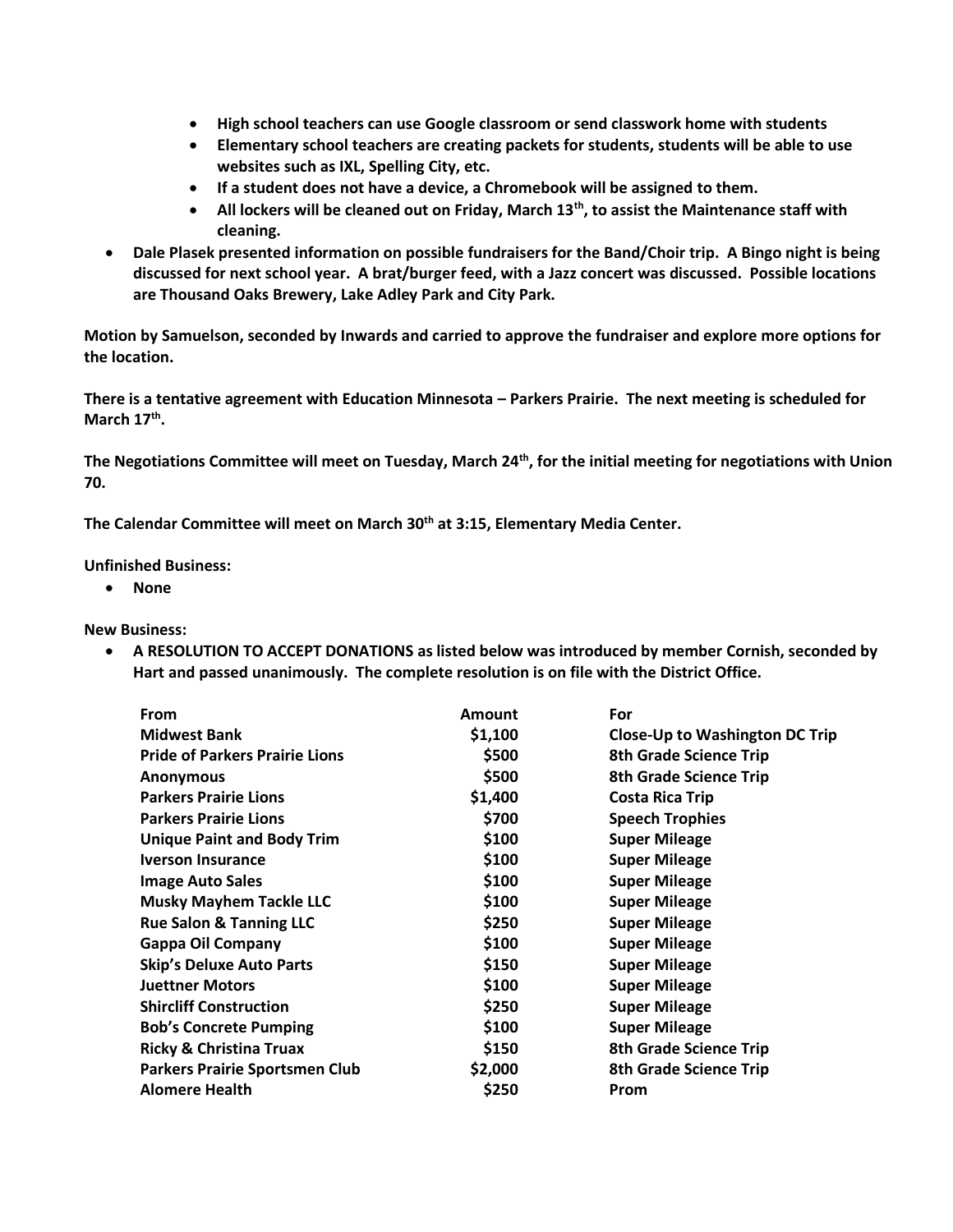- **High school teachers can use Google classroom or send classwork home with students**
  - **Elementary school teachers are creating packets for students, students will be able to use websites such as IXL, Spelling City, etc.**
  - **If a student does not have a device, a Chromebook will be assigned to them.**
  - **All lockers will be cleaned out on Friday, March 13th, to assist the Maintenance staff with cleaning.**
- **Dale Plasek presented information on possible fundraisers for the Band/Choir trip. A Bingo night is being discussed for next school year. A brat/burger feed, with a Jazz concert was discussed. Possible locations are Thousand Oaks Brewery, Lake Adley Park and City Park.**

**Motion by Samuelson, seconded by Inwards and carried to approve the fundraiser and explore more options for the location.**

**There is a tentative agreement with Education Minnesota – Parkers Prairie. The next meeting is scheduled for March 17th.**

**The Negotiations Committee will meet on Tuesday, March 24th, for the initial meeting for negotiations with Union 70.**

**The Calendar Committee will meet on March 30th at 3:15, Elementary Media Center.**

**Unfinished Business:**

- **None**

**New Business:**

- **A RESOLUTION TO ACCEPT DONATIONS as listed below was introduced by member Cornish, seconded by Hart and passed unanimously. The complete resolution is on file with the District Office.**

| From | Amount | For |
|---|---:|---|
| Midwest Bank | $1,100 | Close-Up to Washington DC Trip |
| Pride of Parkers Prairie Lions | $500 | 8th Grade Science Trip |
| Anonymous | $500 | 8th Grade Science Trip |
| Parkers Prairie Lions | $1,400 | Costa Rica Trip |
| Parkers Prairie Lions | $700 | Speech Trophies |
| Unique Paint and Body Trim | $100 | Super Mileage |
| Iverson Insurance | $100 | Super Mileage |
| Image Auto Sales | $100 | Super Mileage |
| Musky Mayhem Tackle LLC | $100 | Super Mileage |
| Rue Salon & Tanning LLC | $250 | Super Mileage |
| Gappa Oil Company | $100 | Super Mileage |
| Skip's Deluxe Auto Parts | $150 | Super Mileage |
| Juettner Motors | $100 | Super Mileage |
| Shircliff Construction | $250 | Super Mileage |
| Bob's Concrete Pumping | $100 | Super Mileage |
| Ricky & Christina Truax | $150 | 8th Grade Science Trip |
| Parkers Prairie Sportsmen Club | $2,000 | 8th Grade Science Trip |
| Alomere Health | $250 | Prom |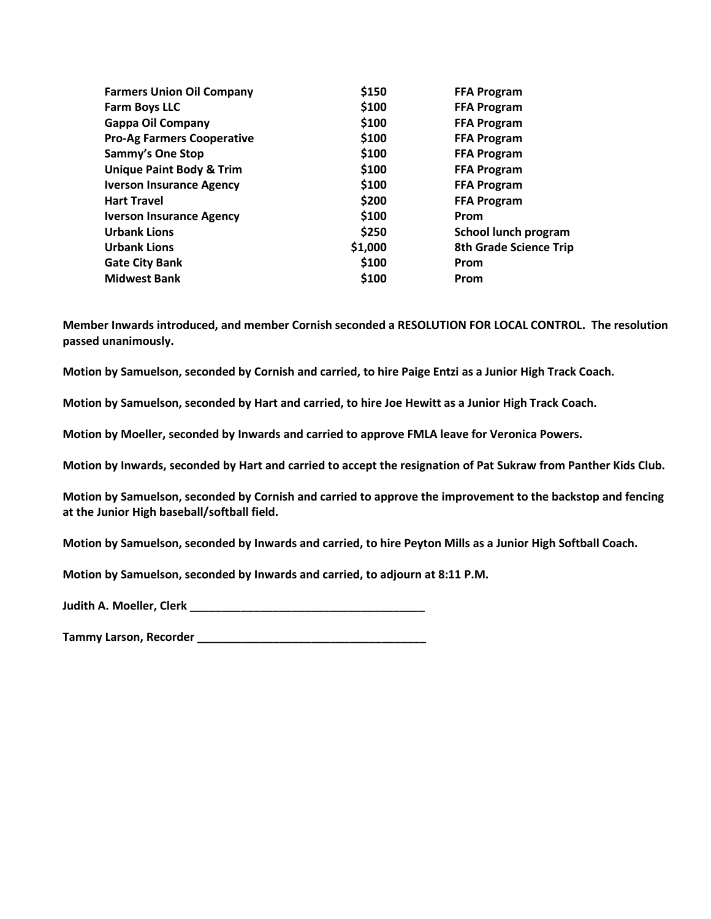| | | |
|---|---|---|
| **Farmers Union Oil Company** | **$150** | **FFA Program** |
| **Farm Boys LLC** | **$100** | **FFA Program** |
| **Gappa Oil Company** | **$100** | **FFA Program** |
| **Pro-Ag Farmers Cooperative** | **$100** | **FFA Program** |
| **Sammy's One Stop** | **$100** | **FFA Program** |
| **Unique Paint Body & Trim** | **$100** | **FFA Program** |
| **Iverson Insurance Agency** | **$100** | **FFA Program** |
| **Hart Travel** | **$200** | **FFA Program** |
| **Iverson Insurance Agency** | **$100** | **Prom** |
| **Urbank Lions** | **$250** | **School lunch program** |
| **Urbank Lions** | **$1,000** | **8th Grade Science Trip** |
| **Gate City Bank** | **$100** | **Prom** |
| **Midwest Bank** | **$100** | **Prom** |

**Member Inwards introduced, and member Cornish seconded a RESOLUTION FOR LOCAL CONTROL. The resolution passed unanimously.**

**Motion by Samuelson, seconded by Cornish and carried, to hire Paige Entzi as a Junior High Track Coach.**

**Motion by Samuelson, seconded by Hart and carried, to hire Joe Hewitt as a Junior High Track Coach.**

**Motion by Moeller, seconded by Inwards and carried to approve FMLA leave for Veronica Powers.**

**Motion by Inwards, seconded by Hart and carried to accept the resignation of Pat Sukraw from Panther Kids Club.**

**Motion by Samuelson, seconded by Cornish and carried to approve the improvement to the backstop and fencing at the Junior High baseball/softball field.**

**Motion by Samuelson, seconded by Inwards and carried, to hire Peyton Mills as a Junior High Softball Coach.**

**Motion by Samuelson, seconded by Inwards and carried, to adjourn at 8:11 P.M.**

**Judith A. Moeller, Clerk _____________________________________**

**Tammy Larson, Recorder ___________________________________**